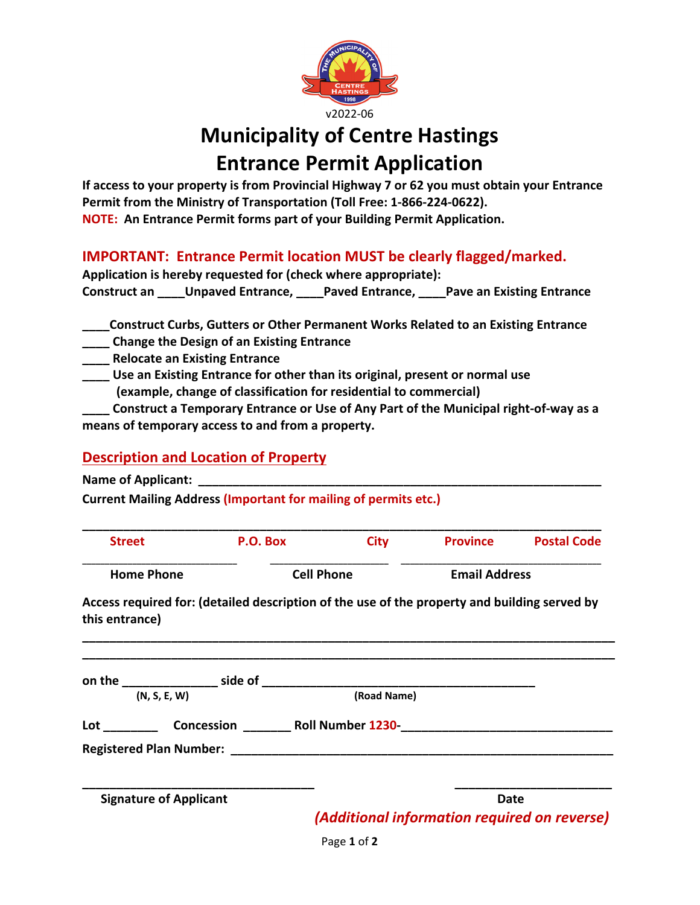v2022-06

# Municipality of Centre Hastings
# Entrance Permit Application

**If access to your property is from Provincial Highway 7 or 62 you must obtain your Entrance Permit from the Ministry of Transportation (Toll Free: 1-866-224-0622).**
**NOTE: An Entrance Permit forms part of your Building Permit Application.**

## IMPORTANT: Entrance Permit location MUST be clearly flagged/marked.

**Application is hereby requested for (check where appropriate):**
**Construct an ____Unpaved Entrance, ____Paved Entrance, ____Pave an Existing Entrance**

**____Construct Curbs, Gutters or Other Permanent Works Related to an Existing Entrance**
**____ Change the Design of an Existing Entrance**
**____ Relocate an Existing Entrance**
**____ Use an Existing Entrance for other than its original, present or normal use (example, change of classification for residential to commercial)**
**____ Construct a Temporary Entrance or Use of Any Part of the Municipal right-of-way as a means of temporary access to and from a property.**

## Description and Location of Property

**Name of Applicant:** ____________________________________________

**Current Mailing Address (Important for mailing of permits etc.)**

____________________________________________________________
**Street** | **P.O. Box** | **City** | **Province** | **Postal Code**

______________________ ______________________ ______________________
**Home Phone** | **Cell Phone** | **Email Address**

**Access required for: (detailed description of the use of the property and building served by this entrance)**

____________________________________________________________
____________________________________________________________

**on the** ______________ **side of** ________________________________________
**(N, S, E, W)** **(Road Name)**

**Lot** ________ **Concession** _______ **Roll Number 1230-**______________________________

**Registered Plan Number:** ____________________________________________

__________________________________ ______________________
**Signature of Applicant** **Date**

***(Additional information required on reverse)***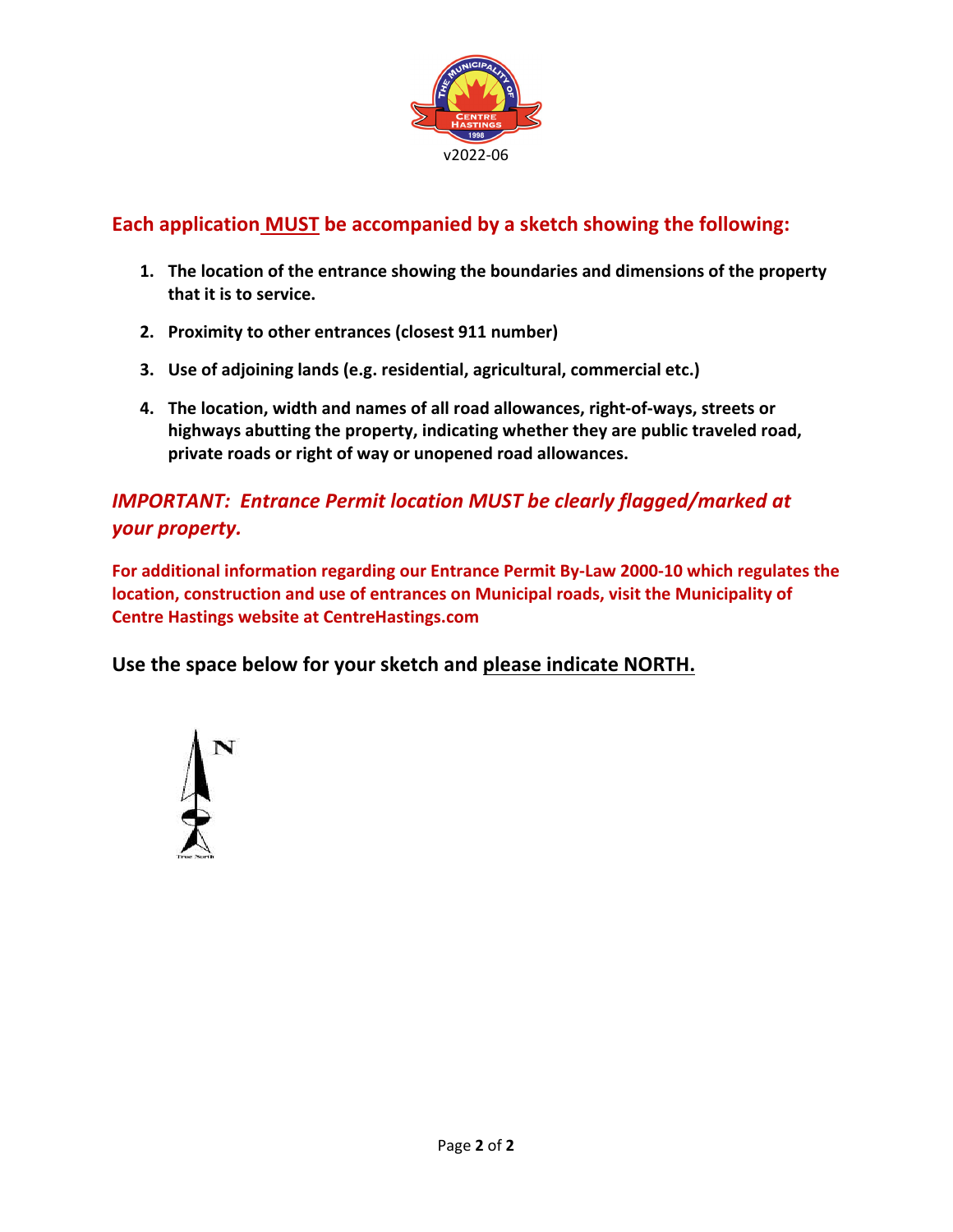v2022-06

## Each application <u>MUST</u> be accompanied by a sketch showing the following:

1. **The location of the entrance showing the boundaries and dimensions of the property that it is to service.**
2. **Proximity to other entrances (closest 911 number)**
3. **Use of adjoining lands (e.g. residential, agricultural, commercial etc.)**
4. **The location, width and names of all road allowances, right-of-ways, streets or highways abutting the property, indicating whether they are public traveled road, private roads or right of way or unopened road allowances.**

***IMPORTANT: Entrance Permit location MUST be clearly flagged/marked at your property.***

**For additional information regarding our Entrance Permit By-Law 2000-10 which regulates the location, construction and use of entrances on Municipal roads, visit the Municipality of Centre Hastings website at CentreHastings.com**

**Use the space below for your sketch and <u>please indicate NORTH.</u>**

N

True North